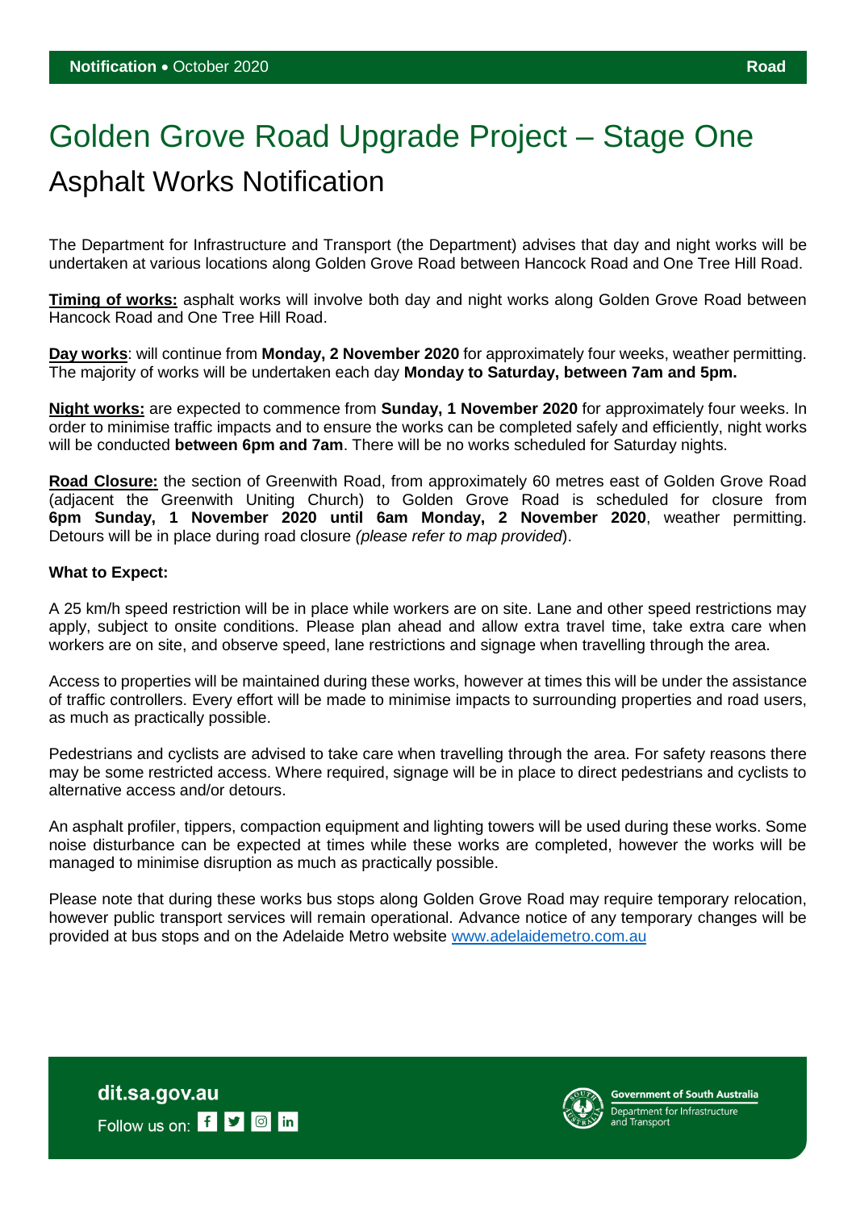**Notification** • October 2020 **Road**

# Golden Grove Road Upgrade Project – Stage One

## Asphalt Works Notification

The Department for Infrastructure and Transport (the Department) advises that day and night works will be undertaken at various locations along Golden Grove Road between Hancock Road and One Tree Hill Road.

**Timing of works:** asphalt works will involve both day and night works along Golden Grove Road between Hancock Road and One Tree Hill Road.

**Day works**: will continue from **Monday, 2 November 2020** for approximately four weeks, weather permitting. The majority of works will be undertaken each day **Monday to Saturday, between 7am and 5pm.**

**Night works:** are expected to commence from **Sunday, 1 November 2020** for approximately four weeks. In order to minimise traffic impacts and to ensure the works can be completed safely and efficiently, night works will be conducted **between 6pm and 7am**. There will be no works scheduled for Saturday nights.

**Road Closure:** the section of Greenwith Road, from approximately 60 metres east of Golden Grove Road (adjacent the Greenwith Uniting Church) to Golden Grove Road is scheduled for closure from **6pm Sunday, 1 November 2020 until 6am Monday, 2 November 2020**, weather permitting. Detours will be in place during road closure *(please refer to map provided*).

**What to Expect:**

A 25 km/h speed restriction will be in place while workers are on site. Lane and other speed restrictions may apply, subject to onsite conditions. Please plan ahead and allow extra travel time, take extra care when workers are on site, and observe speed, lane restrictions and signage when travelling through the area.

Access to properties will be maintained during these works, however at times this will be under the assistance of traffic controllers. Every effort will be made to minimise impacts to surrounding properties and road users, as much as practically possible.

Pedestrians and cyclists are advised to take care when travelling through the area. For safety reasons there may be some restricted access. Where required, signage will be in place to direct pedestrians and cyclists to alternative access and/or detours.

An asphalt profiler, tippers, compaction equipment and lighting towers will be used during these works. Some noise disturbance can be expected at times while these works are completed, however the works will be managed to minimise disruption as much as practically possible.

Please note that during these works bus stops along Golden Grove Road may require temporary relocation, however public transport services will remain operational. Advance notice of any temporary changes will be provided at bus stops and on the Adelaide Metro website www.adelaidemetro.com.au

**dit.sa.gov.au**

Follow us on:

Government of South Australia
Department for Infrastructure and Transport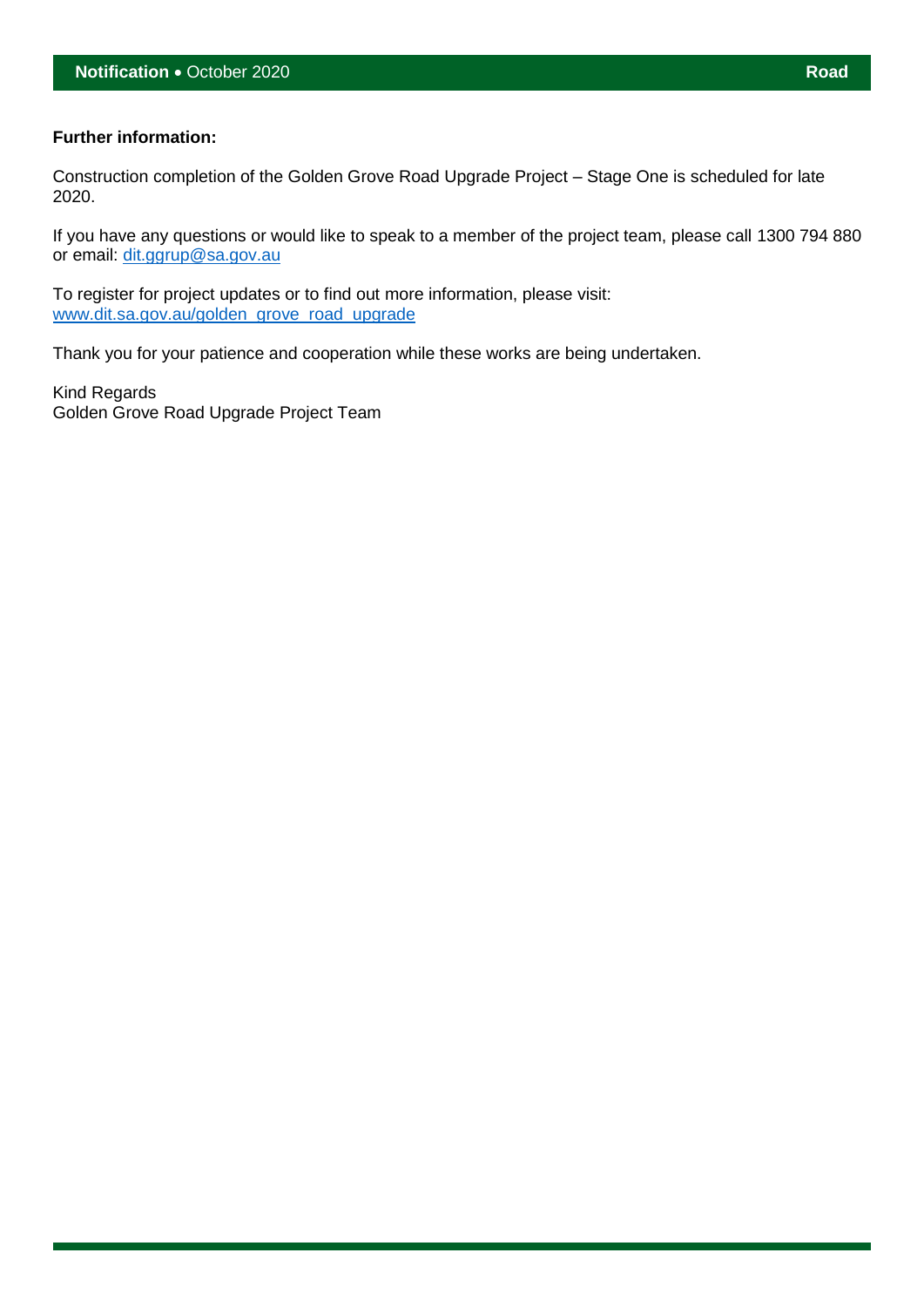**Further information:**

Construction completion of the Golden Grove Road Upgrade Project – Stage One is scheduled for late 2020.

If you have any questions or would like to speak to a member of the project team, please call 1300 794 880 or email: dit.ggrup@sa.gov.au

To register for project updates or to find out more information, please visit: www.dit.sa.gov.au/golden_grove_road_upgrade

Thank you for your patience and cooperation while these works are being undertaken.

Kind Regards
Golden Grove Road Upgrade Project Team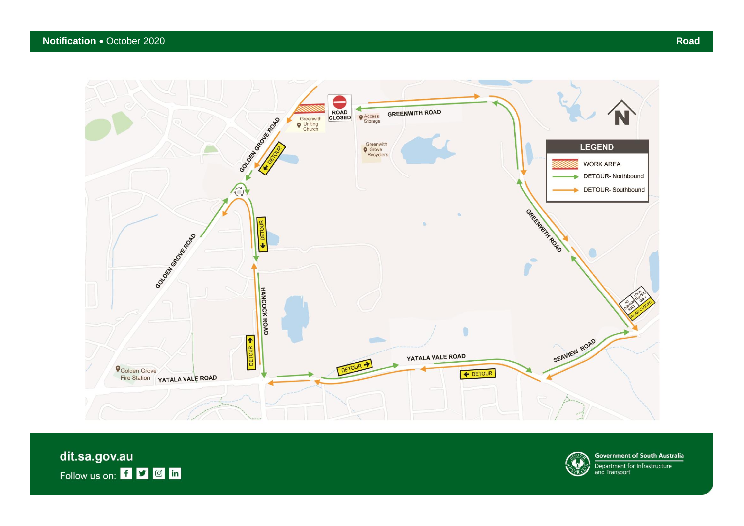Notification • October 2020

Road

ROAD CLOSED

GREENWITH ROAD

GOLDEN GROVE ROAD

DETOUR

Greenwith Uniting Church

Access Storage

Greenwith Grove Recyclers

LEGEND

WORK AREA

DETOUR- Northbound

DETOUR- Southbound

GREENWITH ROAD

HANCOCK ROAD

NO THROUGH ROAD

LOCAL TRAFFIC ONLY

ROAD CLOSED

SEAVIEW ROAD

YATALA VALE ROAD

Golden Grove Fire Station

YATALA VALE ROAD

dit.sa.gov.au

Follow us on:

Government of South Australia

Department for Infrastructure and Transport